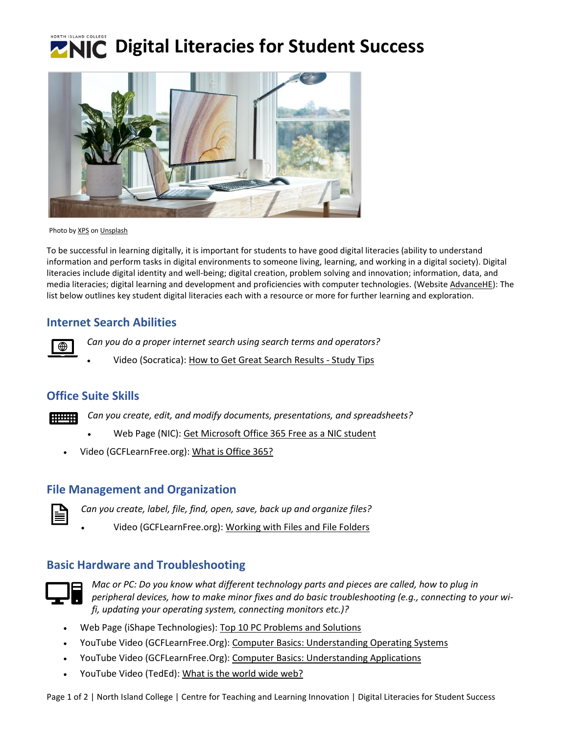# Digital Literacies for Student Success

Photo by XPS on Unsplash

To be successful in learning digitally, it is important for students to have good digital literacies (ability to understand information and perform tasks in digital environments to someone living, learning, and working in a digital society). Digital literacies include digital identity and well-being; digital creation, problem solving and innovation; information, data, and media literacies; digital learning and development and proficiencies with computer technologies. (Website AdvanceHE): The list below outlines key student digital literacies each with a resource or more for further learning and exploration.

## Internet Search Abilities

*Can you do a proper internet search using search terms and operators?*

- Video (Socratica): How to Get Great Search Results - Study Tips

## Office Suite Skills

*Can you create, edit, and modify documents, presentations, and spreadsheets?*

- Web Page (NIC): Get Microsoft Office 365 Free as a NIC student
- Video (GCFLearnFree.org): What is Office 365?

## File Management and Organization

*Can you create, label, file, find, open, save, back up and organize files?*

- Video (GCFLearnFree.org): Working with Files and File Folders

## Basic Hardware and Troubleshooting

*Mac or PC: Do you know what different technology parts and pieces are called, how to plug in peripheral devices, how to make minor fixes and do basic troubleshooting (e.g., connecting to your wi-fi, updating your operating system, connecting monitors etc.)?*

- Web Page (iShape Technologies): Top 10 PC Problems and Solutions
- YouTube Video (GCFLearnFree.Org): Computer Basics: Understanding Operating Systems
- YouTube Video (GCFLearnFree.Org): Computer Basics: Understanding Applications
- YouTube Video (TedEd): What is the world wide web?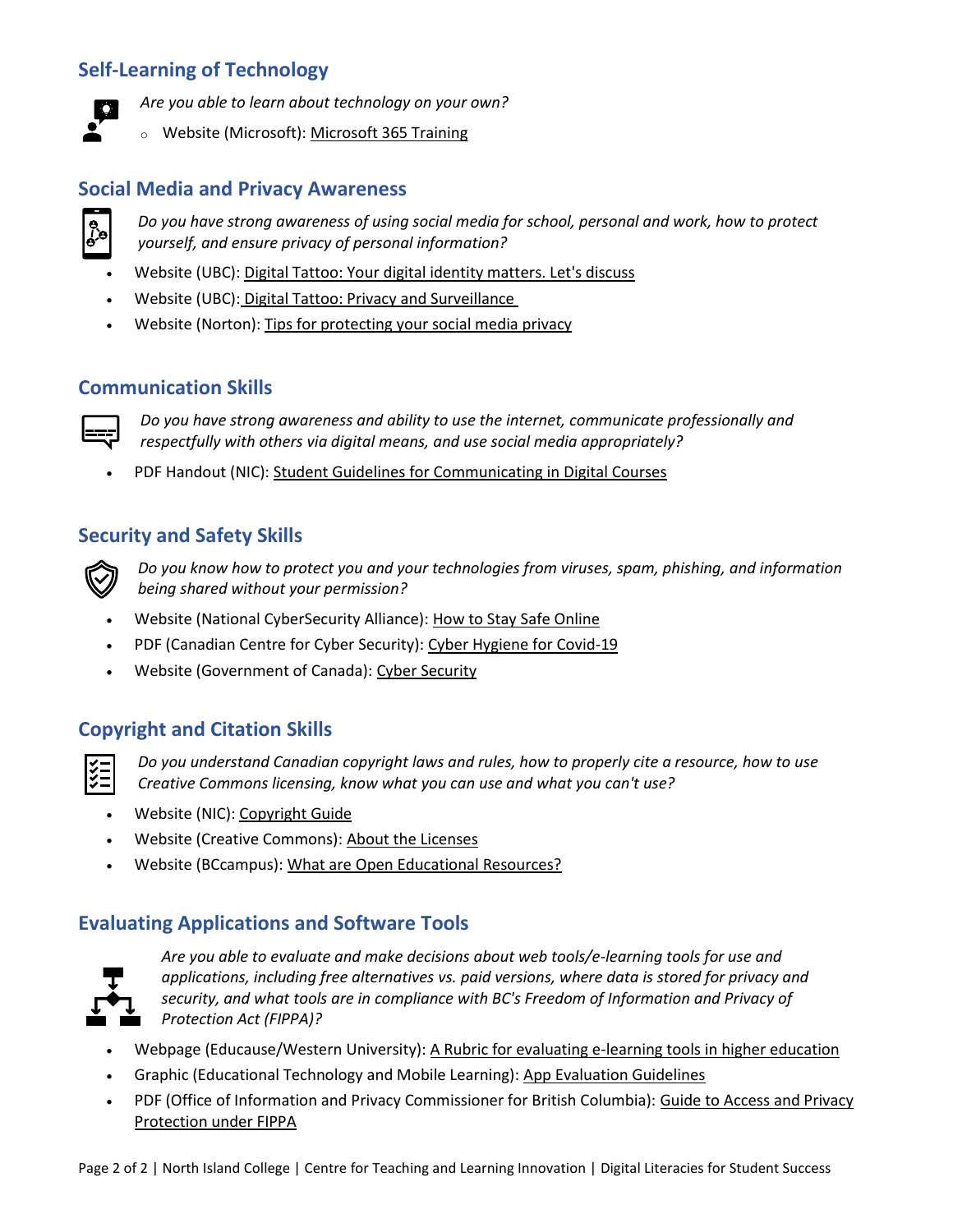## Self-Learning of Technology

*Are you able to learn about technology on your own?*

- Website (Microsoft): Microsoft 365 Training

## Social Media and Privacy Awareness

*Do you have strong awareness of using social media for school, personal and work, how to protect yourself, and ensure privacy of personal information?*

- Website (UBC): Digital Tattoo: Your digital identity matters. Let's discuss
- Website (UBC): Digital Tattoo: Privacy and Surveillance
- Website (Norton): Tips for protecting your social media privacy

## Communication Skills

*Do you have strong awareness and ability to use the internet, communicate professionally and respectfully with others via digital means, and use social media appropriately?*

- PDF Handout (NIC): Student Guidelines for Communicating in Digital Courses

## Security and Safety Skills

*Do you know how to protect you and your technologies from viruses, spam, phishing, and information being shared without your permission?*

- Website (National CyberSecurity Alliance): How to Stay Safe Online
- PDF (Canadian Centre for Cyber Security): Cyber Hygiene for Covid-19
- Website (Government of Canada): Cyber Security

## Copyright and Citation Skills

*Do you understand Canadian copyright laws and rules, how to properly cite a resource, how to use Creative Commons licensing, know what you can use and what you can't use?*

- Website (NIC): Copyright Guide
- Website (Creative Commons): About the Licenses
- Website (BCcampus): What are Open Educational Resources?

## Evaluating Applications and Software Tools

*Are you able to evaluate and make decisions about web tools/e-learning tools for use and applications, including free alternatives vs. paid versions, where data is stored for privacy and security, and what tools are in compliance with BC's Freedom of Information and Privacy of Protection Act (FIPPA)?*

- Webpage (Educause/Western University): A Rubric for evaluating e-learning tools in higher education
- Graphic (Educational Technology and Mobile Learning): App Evaluation Guidelines
- PDF (Office of Information and Privacy Commissioner for British Columbia): Guide to Access and Privacy Protection under FIPPA